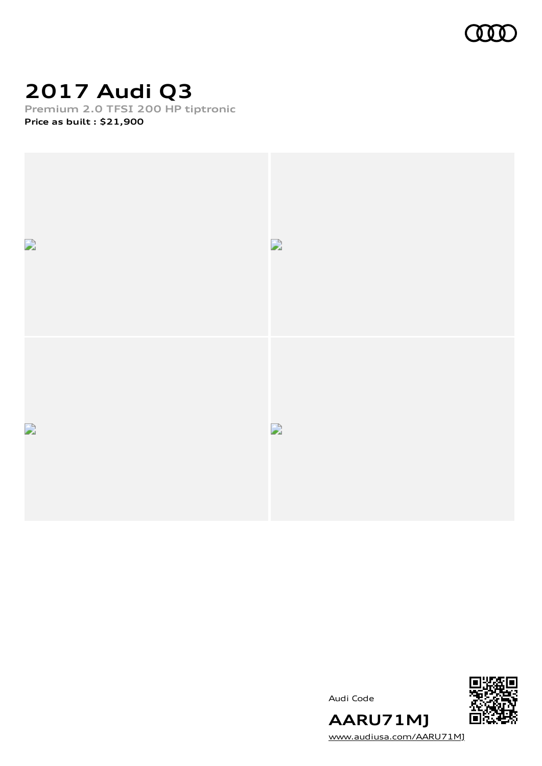# 2017 Audi Q3

Premium 2.0 TFSI 200 HP tiptronic

**Price as built : $21,900**

Audi Code

**AARU71MJ**

www.audiusa.com/AARU71MJ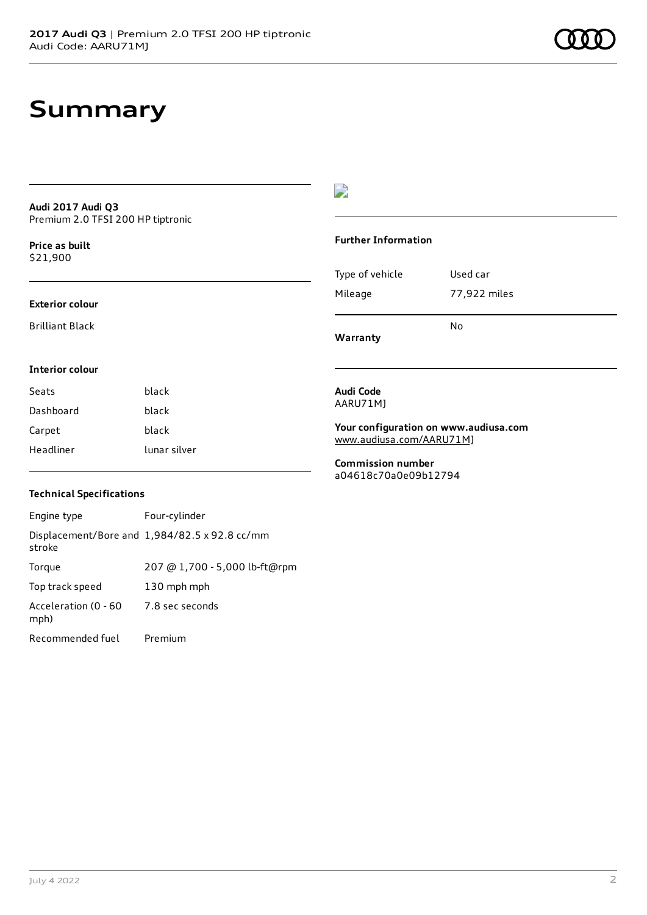# Summary

**Audi 2017 Audi Q3**
Premium 2.0 TFSI 200 HP tiptronic

**Price as built**
$21,900

### Exterior colour

Brilliant Black

### Interior colour

| Seats | black |
| --- | --- |
| Dashboard | black |
| Carpet | black |
| Headliner | lunar silver |

### Technical Specifications

| Engine type | Four-cylinder |
| --- | --- |
| Displacement/Bore and stroke | 1,984/82.5 x 92.8 cc/mm |
| Torque | 207 @ 1,700 - 5,000 lb-ft@rpm |
| Top track speed | 130 mph mph |
| Acceleration (0 - 60 mph) | 7.8 sec seconds |
| Recommended fuel | Premium |

### Further Information

| Type of vehicle | Used car |
| --- | --- |
| Mileage | 77,922 miles |
| **Warranty** | No |

**Audi Code**
AARU71MJ

**Your configuration on www.audiusa.com**
www.audiusa.com/AARU71MJ

**Commission number**
a04618c70a0e09b12794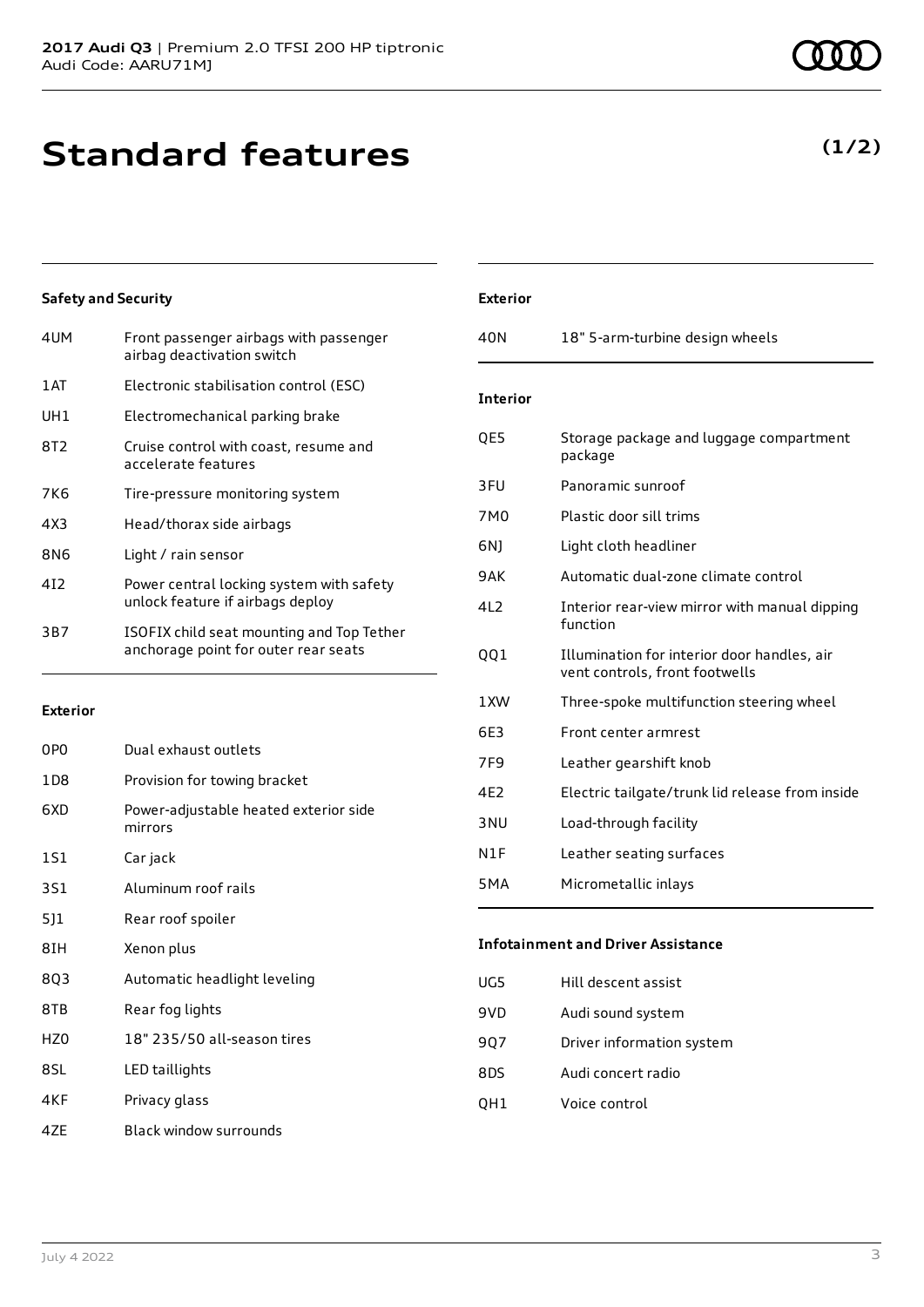# Standard features

**(1/2)**

### Safety and Security

| | |
|---|---|
| 4UM | Front passenger airbags with passenger airbag deactivation switch |
| 1AT | Electronic stabilisation control (ESC) |
| UH1 | Electromechanical parking brake |
| 8T2 | Cruise control with coast, resume and accelerate features |
| 7K6 | Tire-pressure monitoring system |
| 4X3 | Head/thorax side airbags |
| 8N6 | Light / rain sensor |
| 4I2 | Power central locking system with safety unlock feature if airbags deploy |
| 3B7 | ISOFIX child seat mounting and Top Tether anchorage point for outer rear seats |

### Exterior

| | |
|---|---|
| 0P0 | Dual exhaust outlets |
| 1D8 | Provision for towing bracket |
| 6XD | Power-adjustable heated exterior side mirrors |
| 1S1 | Car jack |
| 3S1 | Aluminum roof rails |
| 5J1 | Rear roof spoiler |
| 8IH | Xenon plus |
| 8Q3 | Automatic headlight leveling |
| 8TB | Rear fog lights |
| HZ0 | 18" 235/50 all-season tires |
| 8SL | LED taillights |
| 4KF | Privacy glass |
| 4ZE | Black window surrounds |

### Exterior

| | |
|---|---|
| 40N | 18" 5-arm-turbine design wheels |

### Interior

| | |
|---|---|
| QE5 | Storage package and luggage compartment package |
| 3FU | Panoramic sunroof |
| 7M0 | Plastic door sill trims |
| 6NJ | Light cloth headliner |
| 9AK | Automatic dual-zone climate control |
| 4L2 | Interior rear-view mirror with manual dipping function |
| QQ1 | Illumination for interior door handles, air vent controls, front footwells |
| 1XW | Three-spoke multifunction steering wheel |
| 6E3 | Front center armrest |
| 7F9 | Leather gearshift knob |
| 4E2 | Electric tailgate/trunk lid release from inside |
| 3NU | Load-through facility |
| N1F | Leather seating surfaces |
| 5MA | Micrometallic inlays |

### Infotainment and Driver Assistance

| | |
|---|---|
| UG5 | Hill descent assist |
| 9VD | Audi sound system |
| 9Q7 | Driver information system |
| 8DS | Audi concert radio |
| QH1 | Voice control |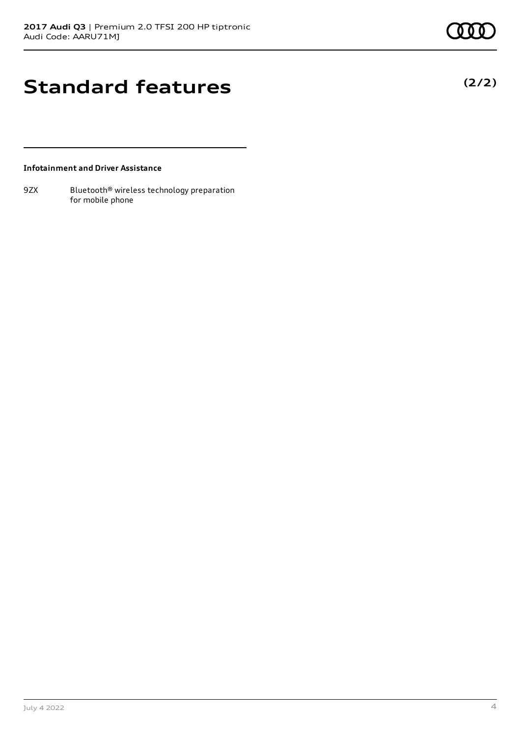# Standard features

**(2/2)**

**Infotainment and Driver Assistance**

| | |
|---|---|
| 9ZX | Bluetooth® wireless technology preparation for mobile phone |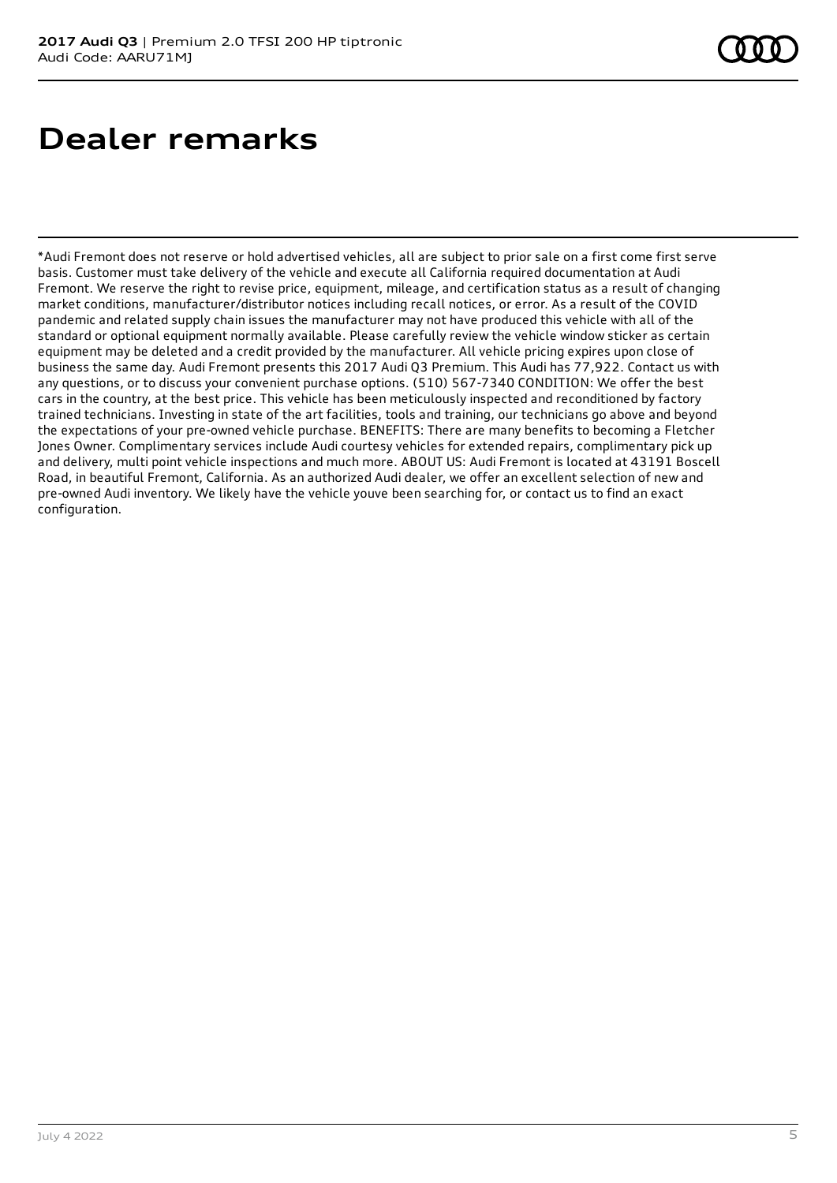# Dealer remarks

*Audi Fremont does not reserve or hold advertised vehicles, all are subject to prior sale on a first come first serve basis. Customer must take delivery of the vehicle and execute all California required documentation at Audi Fremont. We reserve the right to revise price, equipment, mileage, and certification status as a result of changing market conditions, manufacturer/distributor notices including recall notices, or error. As a result of the COVID pandemic and related supply chain issues the manufacturer may not have produced this vehicle with all of the standard or optional equipment normally available. Please carefully review the vehicle window sticker as certain equipment may be deleted and a credit provided by the manufacturer. All vehicle pricing expires upon close of business the same day. Audi Fremont presents this 2017 Audi Q3 Premium. This Audi has 77,922. Contact us with any questions, or to discuss your convenient purchase options. (510) 567-7340 CONDITION: We offer the best cars in the country, at the best price. This vehicle has been meticulously inspected and reconditioned by factory trained technicians. Investing in state of the art facilities, tools and training, our technicians go above and beyond the expectations of your pre-owned vehicle purchase. BENEFITS: There are many benefits to becoming a Fletcher Jones Owner. Complimentary services include Audi courtesy vehicles for extended repairs, complimentary pick up and delivery, multi point vehicle inspections and much more. ABOUT US: Audi Fremont is located at 43191 Boscell Road, in beautiful Fremont, California. As an authorized Audi dealer, we offer an excellent selection of new and pre-owned Audi inventory. We likely have the vehicle youve been searching for, or contact us to find an exact configuration.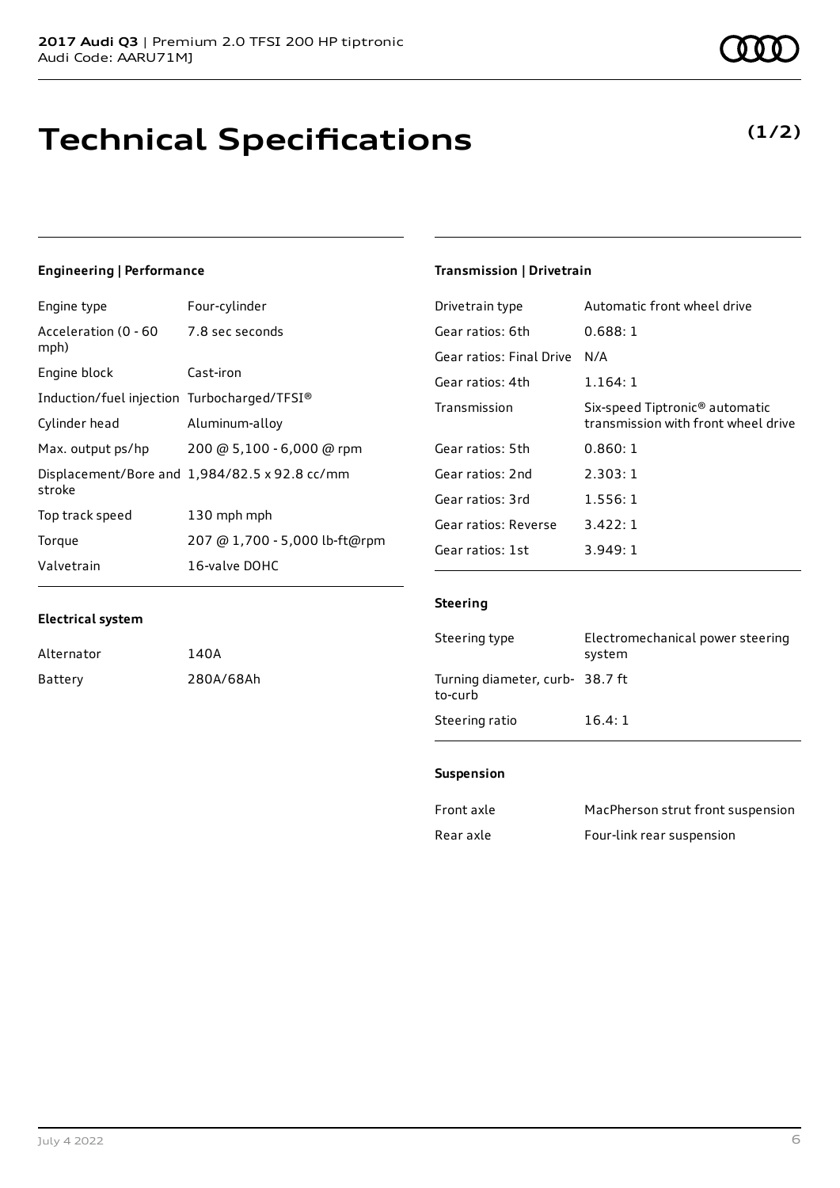# Technical Specifications

**(1/2)**

### Engineering | Performance

| | |
|---|---|
| Engine type | Four-cylinder |
| Acceleration (0 - 60 mph) | 7.8 sec seconds |
| Engine block | Cast-iron |
| Induction/fuel injection | Turbocharged/TFSI® |
| Cylinder head | Aluminum-alloy |
| Max. output ps/hp | 200 @ 5,100 - 6,000 @ rpm |
| Displacement/Bore and stroke | 1,984/82.5 x 92.8 cc/mm |
| Top track speed | 130 mph mph |
| Torque | 207 @ 1,700 - 5,000 lb-ft@rpm |
| Valvetrain | 16-valve DOHC |

### Electrical system

| | |
|---|---|
| Alternator | 140A |
| Battery | 280A/68Ah |

### Transmission | Drivetrain

| | |
|---|---|
| Drivetrain type | Automatic front wheel drive |
| Gear ratios: 6th | 0.688: 1 |
| Gear ratios: Final Drive | N/A |
| Gear ratios: 4th | 1.164: 1 |
| Transmission | Six-speed Tiptronic® automatic transmission with front wheel drive |
| Gear ratios: 5th | 0.860: 1 |
| Gear ratios: 2nd | 2.303: 1 |
| Gear ratios: 3rd | 1.556: 1 |
| Gear ratios: Reverse | 3.422: 1 |
| Gear ratios: 1st | 3.949: 1 |

### Steering

| | |
|---|---|
| Steering type | Electromechanical power steering system |
| Turning diameter, curb-to-curb | 38.7 ft |
| Steering ratio | 16.4: 1 |

### Suspension

| | |
|---|---|
| Front axle | MacPherson strut front suspension |
| Rear axle | Four-link rear suspension |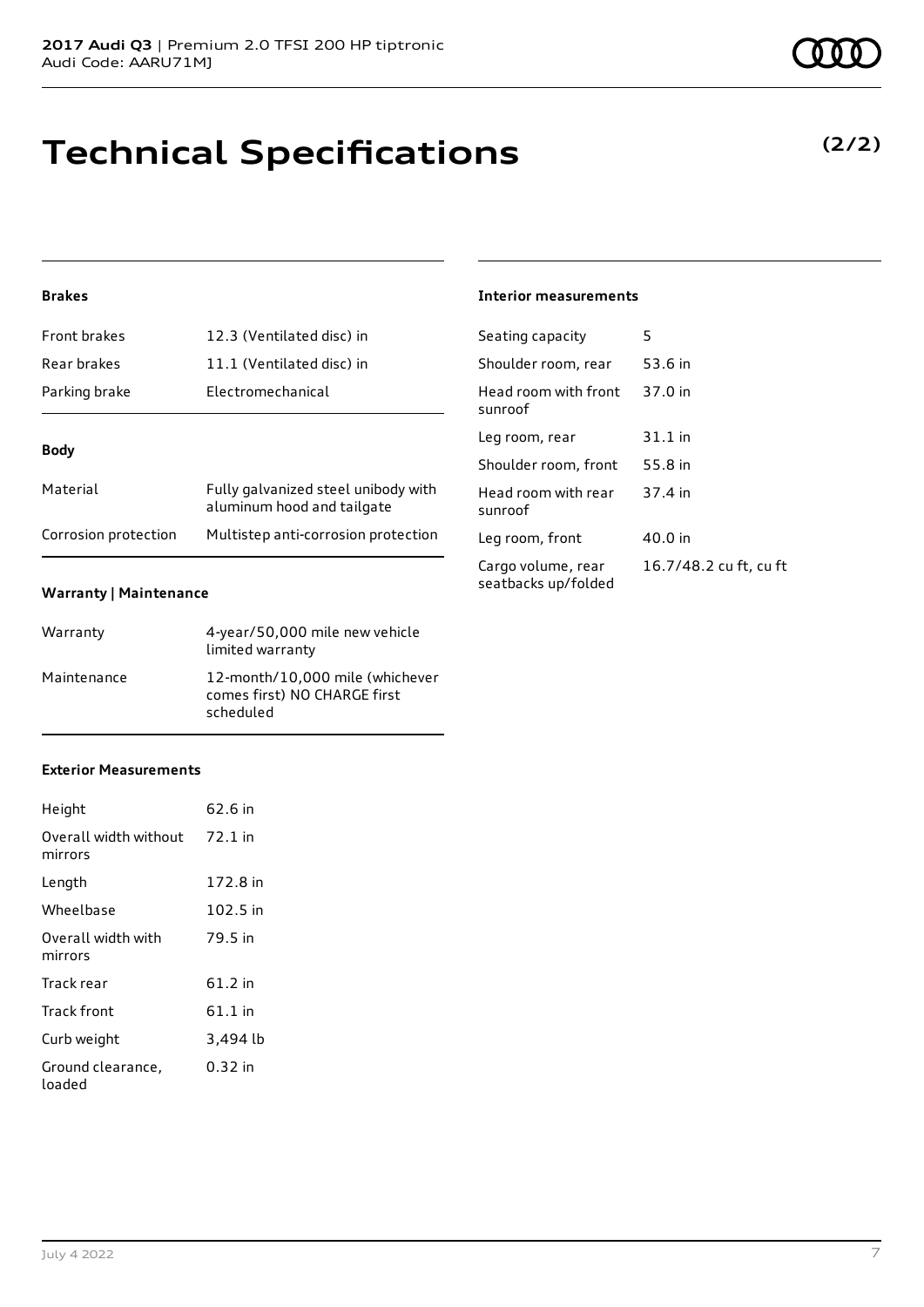**2017 Audi Q3** | Premium 2.0 TFSI 200 HP tiptronic
Audi Code: AARU71MJ

# Technical Specifications

**(2/2)**

### Brakes

| | |
|---|---|
| Front brakes | 12.3 (Ventilated disc) in |
| Rear brakes | 11.1 (Ventilated disc) in |
| Parking brake | Electromechanical |

### Body

| | |
|---|---|
| Material | Fully galvanized steel unibody with aluminum hood and tailgate |
| Corrosion protection | Multistep anti-corrosion protection |

### Warranty | Maintenance

| | |
|---|---|
| Warranty | 4-year/50,000 mile new vehicle limited warranty |
| Maintenance | 12-month/10,000 mile (whichever comes first) NO CHARGE first scheduled |

### Exterior Measurements

| | |
|---|---|
| Height | 62.6 in |
| Overall width without mirrors | 72.1 in |
| Length | 172.8 in |
| Wheelbase | 102.5 in |
| Overall width with mirrors | 79.5 in |
| Track rear | 61.2 in |
| Track front | 61.1 in |
| Curb weight | 3,494 lb |
| Ground clearance, loaded | 0.32 in |

### Interior measurements

| | |
|---|---|
| Seating capacity | 5 |
| Shoulder room, rear | 53.6 in |
| Head room with front sunroof | 37.0 in |
| Leg room, rear | 31.1 in |
| Shoulder room, front | 55.8 in |
| Head room with rear sunroof | 37.4 in |
| Leg room, front | 40.0 in |
| Cargo volume, rear seatbacks up/folded | 16.7/48.2 cu ft, cu ft |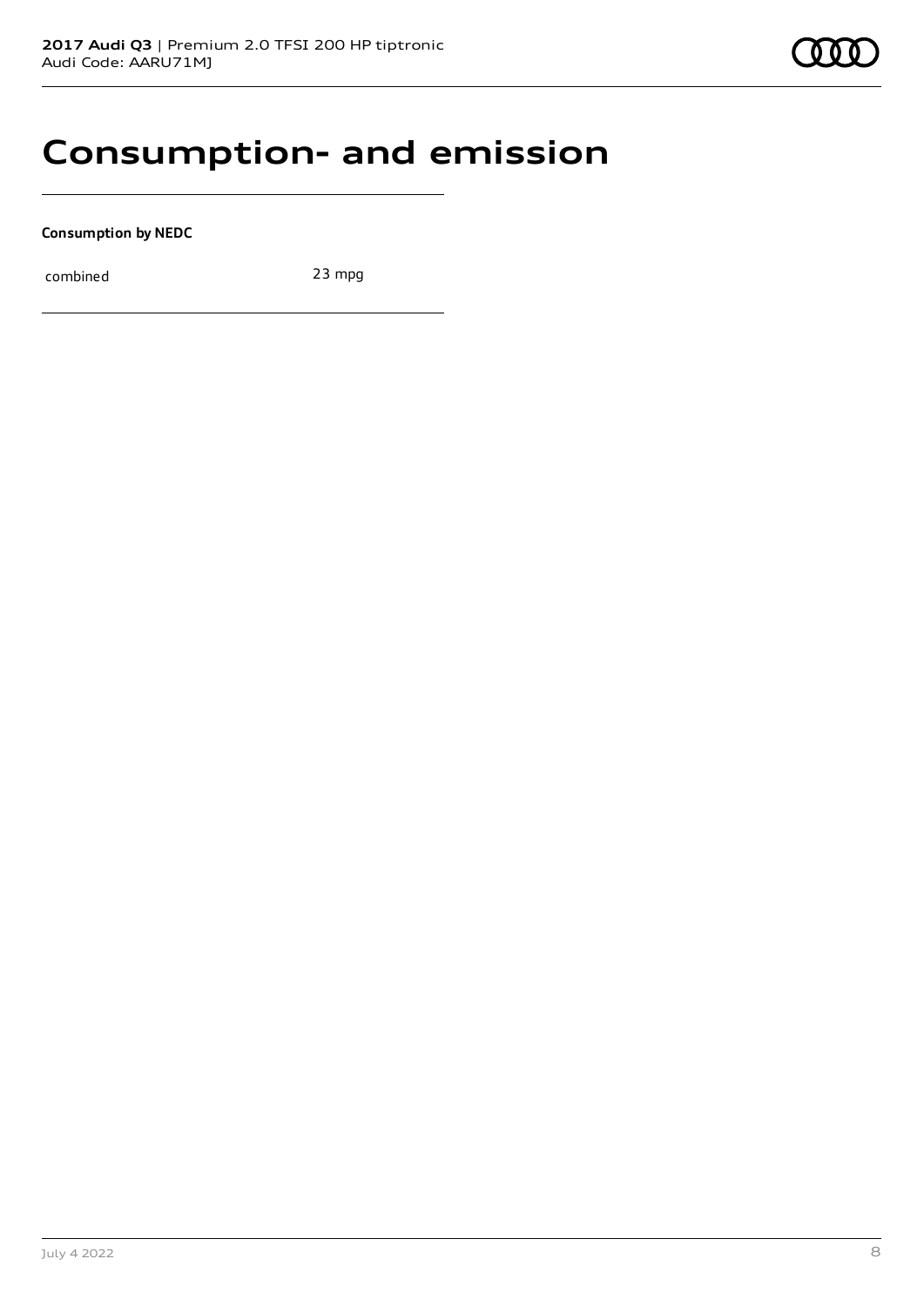# Consumption- and emission

**Consumption by NEDC**

| combined | 23 mpg |
| --- | --- |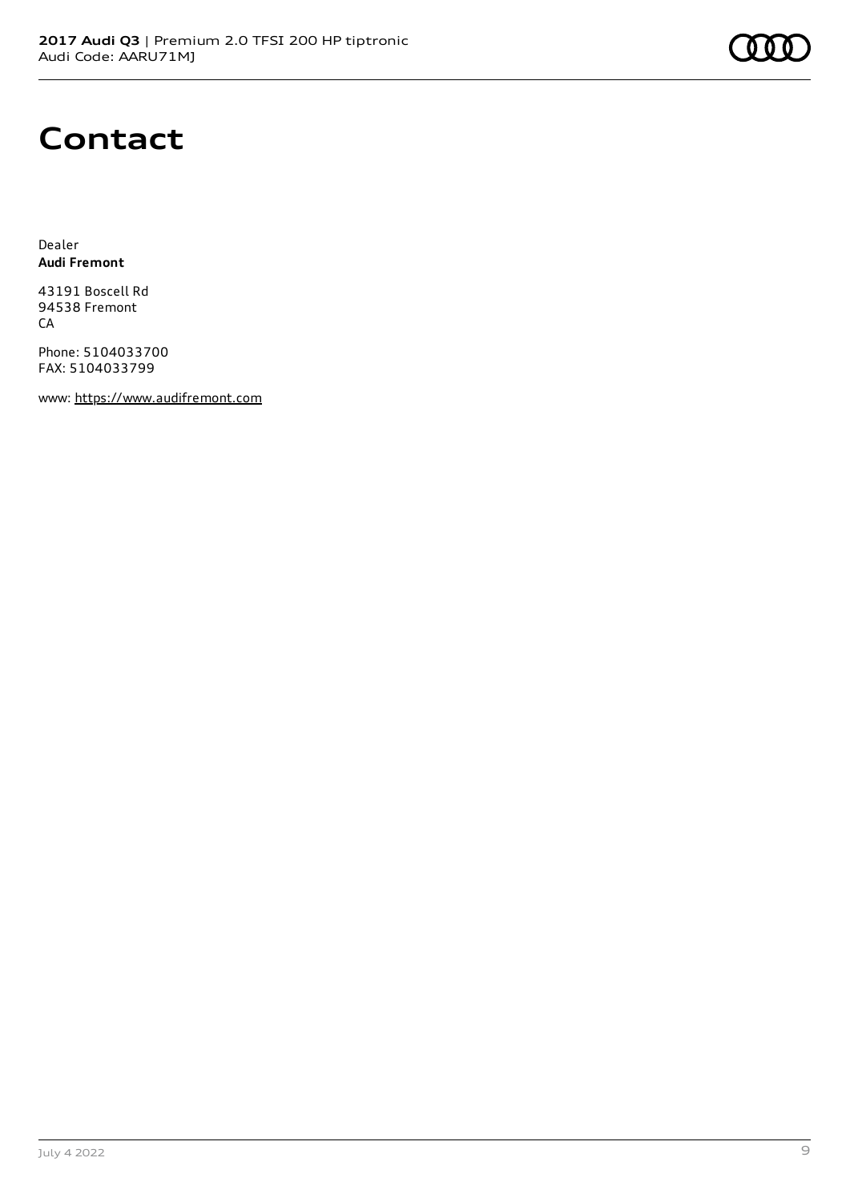# Contact

Dealer
**Audi Fremont**

43191 Boscell Rd
94538 Fremont
CA

Phone: 5104033700
FAX: 5104033799

www: https://www.audifremont.com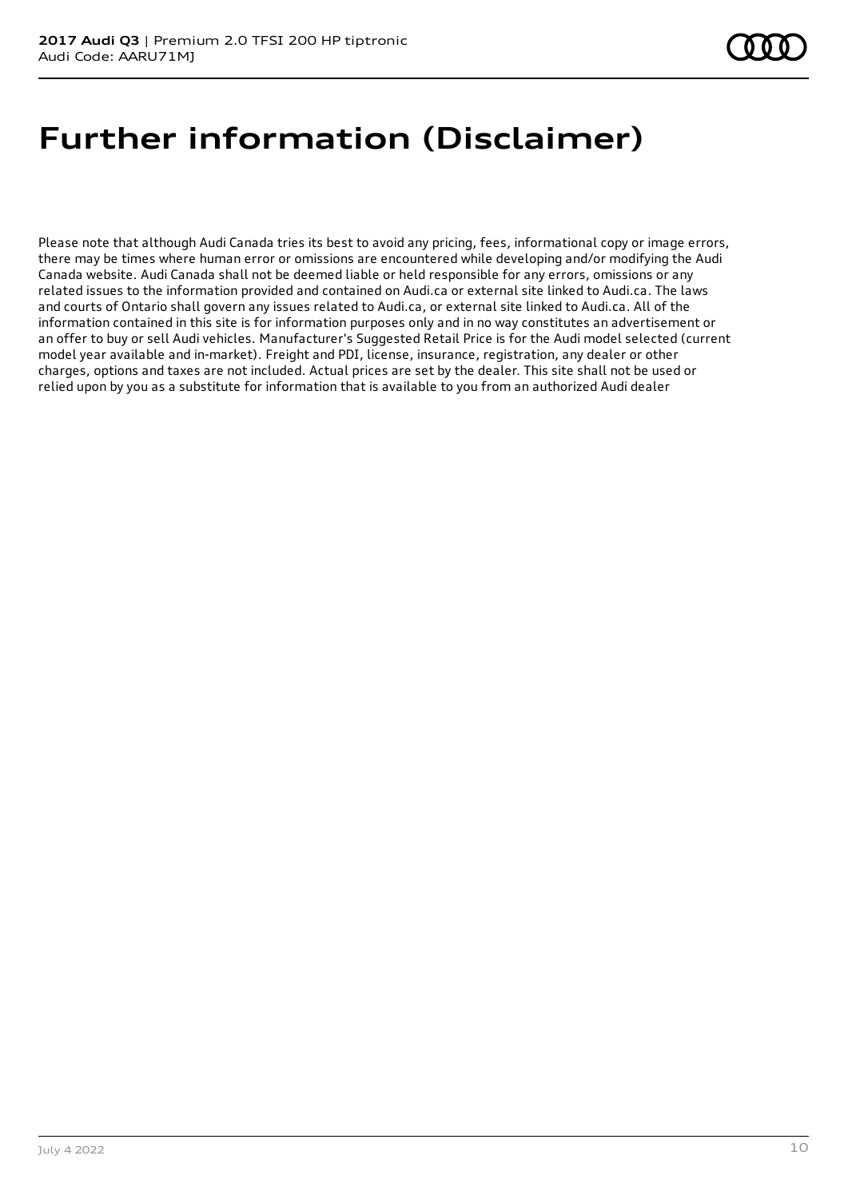# Further information (Disclaimer)

Please note that although Audi Canada tries its best to avoid any pricing, fees, informational copy or image errors, there may be times where human error or omissions are encountered while developing and/or modifying the Audi Canada website. Audi Canada shall not be deemed liable or held responsible for any errors, omissions or any related issues to the information provided and contained on Audi.ca or external site linked to Audi.ca. The laws and courts of Ontario shall govern any issues related to Audi.ca, or external site linked to Audi.ca. All of the information contained in this site is for information purposes only and in no way constitutes an advertisement or an offer to buy or sell Audi vehicles. Manufacturer's Suggested Retail Price is for the Audi model selected (current model year available and in-market). Freight and PDI, license, insurance, registration, any dealer or other charges, options and taxes are not included. Actual prices are set by the dealer. This site shall not be used or relied upon by you as a substitute for information that is available to you from an authorized Audi dealer